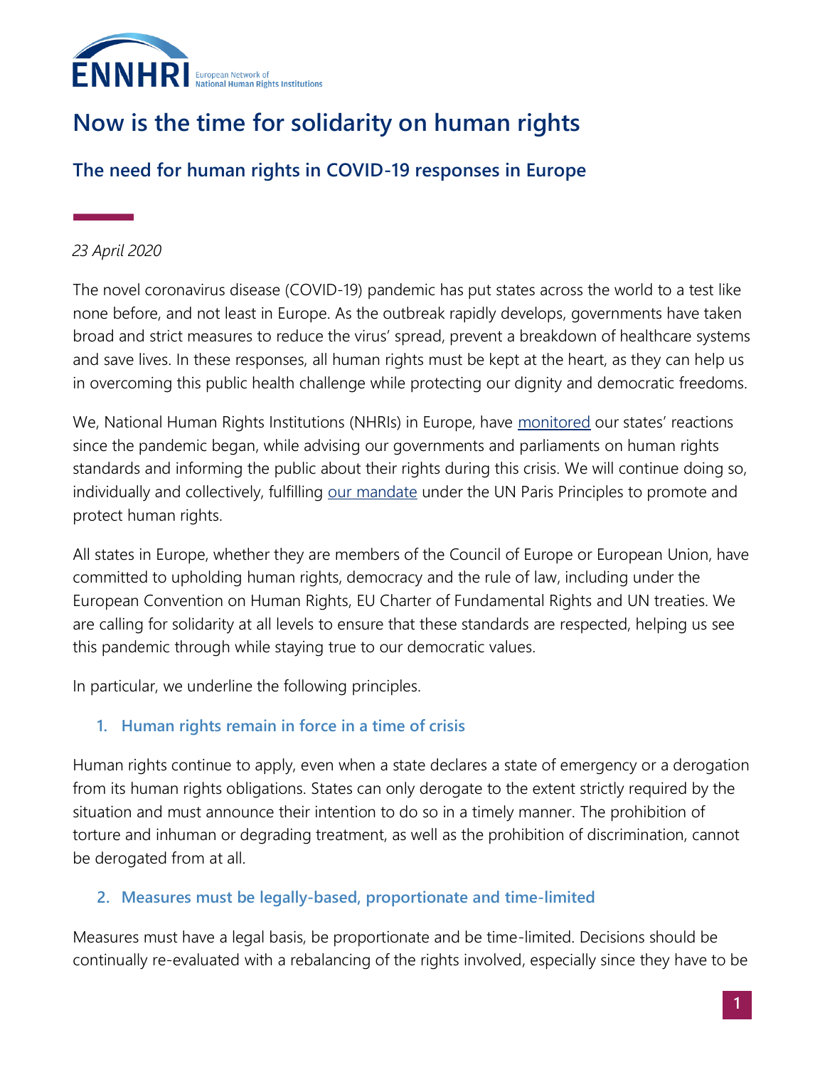# Now is the time for solidarity on human rights

## The need for human rights in COVID-19 responses in Europe

*23 April 2020*

The novel coronavirus disease (COVID-19) pandemic has put states across the world to a test like none before, and not least in Europe. As the outbreak rapidly develops, governments have taken broad and strict measures to reduce the virus' spread, prevent a breakdown of healthcare systems and save lives. In these responses, all human rights must be kept at the heart, as they can help us in overcoming this public health challenge while protecting our dignity and democratic freedoms.

We, National Human Rights Institutions (NHRIs) in Europe, have monitored our states' reactions since the pandemic began, while advising our governments and parliaments on human rights standards and informing the public about their rights during this crisis. We will continue doing so, individually and collectively, fulfilling our mandate under the UN Paris Principles to promote and protect human rights.

All states in Europe, whether they are members of the Council of Europe or European Union, have committed to upholding human rights, democracy and the rule of law, including under the European Convention on Human Rights, EU Charter of Fundamental Rights and UN treaties. We are calling for solidarity at all levels to ensure that these standards are respected, helping us see this pandemic through while staying true to our democratic values.

In particular, we underline the following principles.

### 1. Human rights remain in force in a time of crisis

Human rights continue to apply, even when a state declares a state of emergency or a derogation from its human rights obligations. States can only derogate to the extent strictly required by the situation and must announce their intention to do so in a timely manner. The prohibition of torture and inhuman or degrading treatment, as well as the prohibition of discrimination, cannot be derogated from at all.

### 2. Measures must be legally-based, proportionate and time-limited

Measures must have a legal basis, be proportionate and be time-limited. Decisions should be continually re-evaluated with a rebalancing of the rights involved, especially since they have to be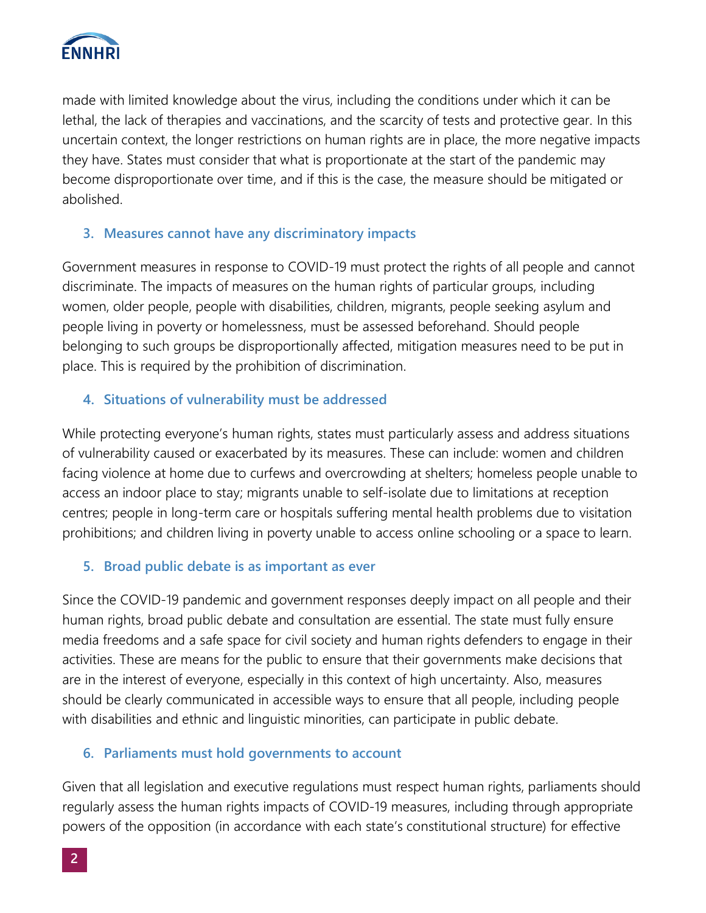made with limited knowledge about the virus, including the conditions under which it can be lethal, the lack of therapies and vaccinations, and the scarcity of tests and protective gear. In this uncertain context, the longer restrictions on human rights are in place, the more negative impacts they have. States must consider that what is proportionate at the start of the pandemic may become disproportionate over time, and if this is the case, the measure should be mitigated or abolished.

### 3. Measures cannot have any discriminatory impacts

Government measures in response to COVID-19 must protect the rights of all people and cannot discriminate. The impacts of measures on the human rights of particular groups, including women, older people, people with disabilities, children, migrants, people seeking asylum and people living in poverty or homelessness, must be assessed beforehand. Should people belonging to such groups be disproportionally affected, mitigation measures need to be put in place. This is required by the prohibition of discrimination.

### 4. Situations of vulnerability must be addressed

While protecting everyone's human rights, states must particularly assess and address situations of vulnerability caused or exacerbated by its measures. These can include: women and children facing violence at home due to curfews and overcrowding at shelters; homeless people unable to access an indoor place to stay; migrants unable to self-isolate due to limitations at reception centres; people in long-term care or hospitals suffering mental health problems due to visitation prohibitions; and children living in poverty unable to access online schooling or a space to learn.

### 5. Broad public debate is as important as ever

Since the COVID-19 pandemic and government responses deeply impact on all people and their human rights, broad public debate and consultation are essential. The state must fully ensure media freedoms and a safe space for civil society and human rights defenders to engage in their activities. These are means for the public to ensure that their governments make decisions that are in the interest of everyone, especially in this context of high uncertainty. Also, measures should be clearly communicated in accessible ways to ensure that all people, including people with disabilities and ethnic and linguistic minorities, can participate in public debate.

### 6. Parliaments must hold governments to account

Given that all legislation and executive regulations must respect human rights, parliaments should regularly assess the human rights impacts of COVID-19 measures, including through appropriate powers of the opposition (in accordance with each state's constitutional structure) for effective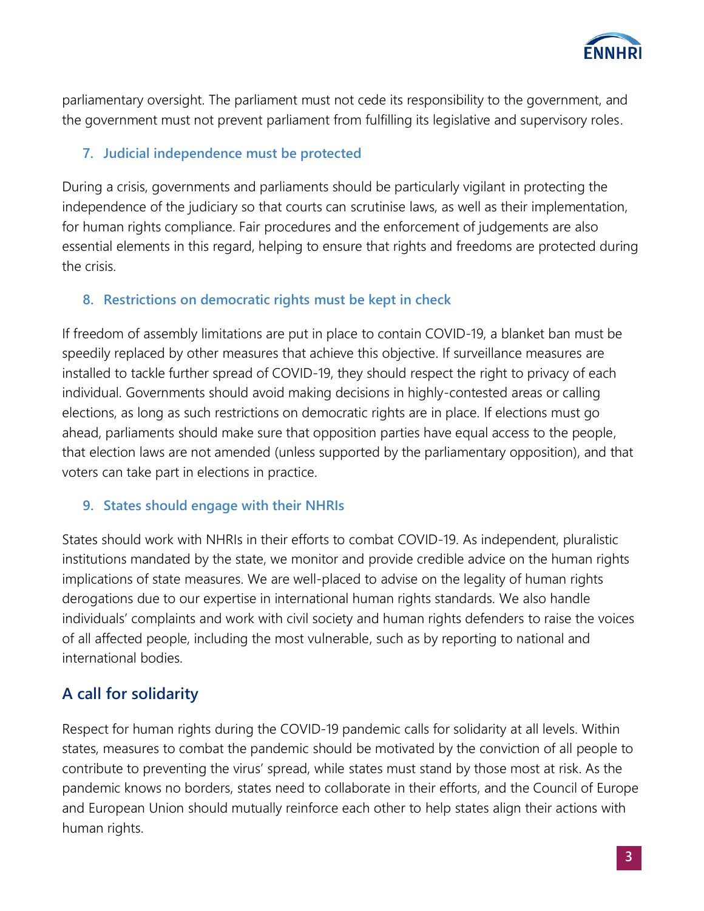parliamentary oversight. The parliament must not cede its responsibility to the government, and the government must not prevent parliament from fulfilling its legislative and supervisory roles.

### 7. Judicial independence must be protected

During a crisis, governments and parliaments should be particularly vigilant in protecting the independence of the judiciary so that courts can scrutinise laws, as well as their implementation, for human rights compliance. Fair procedures and the enforcement of judgements are also essential elements in this regard, helping to ensure that rights and freedoms are protected during the crisis.

### 8. Restrictions on democratic rights must be kept in check

If freedom of assembly limitations are put in place to contain COVID-19, a blanket ban must be speedily replaced by other measures that achieve this objective. If surveillance measures are installed to tackle further spread of COVID-19, they should respect the right to privacy of each individual. Governments should avoid making decisions in highly-contested areas or calling elections, as long as such restrictions on democratic rights are in place. If elections must go ahead, parliaments should make sure that opposition parties have equal access to the people, that election laws are not amended (unless supported by the parliamentary opposition), and that voters can take part in elections in practice.

### 9. States should engage with their NHRIs

States should work with NHRIs in their efforts to combat COVID-19. As independent, pluralistic institutions mandated by the state, we monitor and provide credible advice on the human rights implications of state measures. We are well-placed to advise on the legality of human rights derogations due to our expertise in international human rights standards. We also handle individuals' complaints and work with civil society and human rights defenders to raise the voices of all affected people, including the most vulnerable, such as by reporting to national and international bodies.

## A call for solidarity

Respect for human rights during the COVID-19 pandemic calls for solidarity at all levels. Within states, measures to combat the pandemic should be motivated by the conviction of all people to contribute to preventing the virus' spread, while states must stand by those most at risk. As the pandemic knows no borders, states need to collaborate in their efforts, and the Council of Europe and European Union should mutually reinforce each other to help states align their actions with human rights.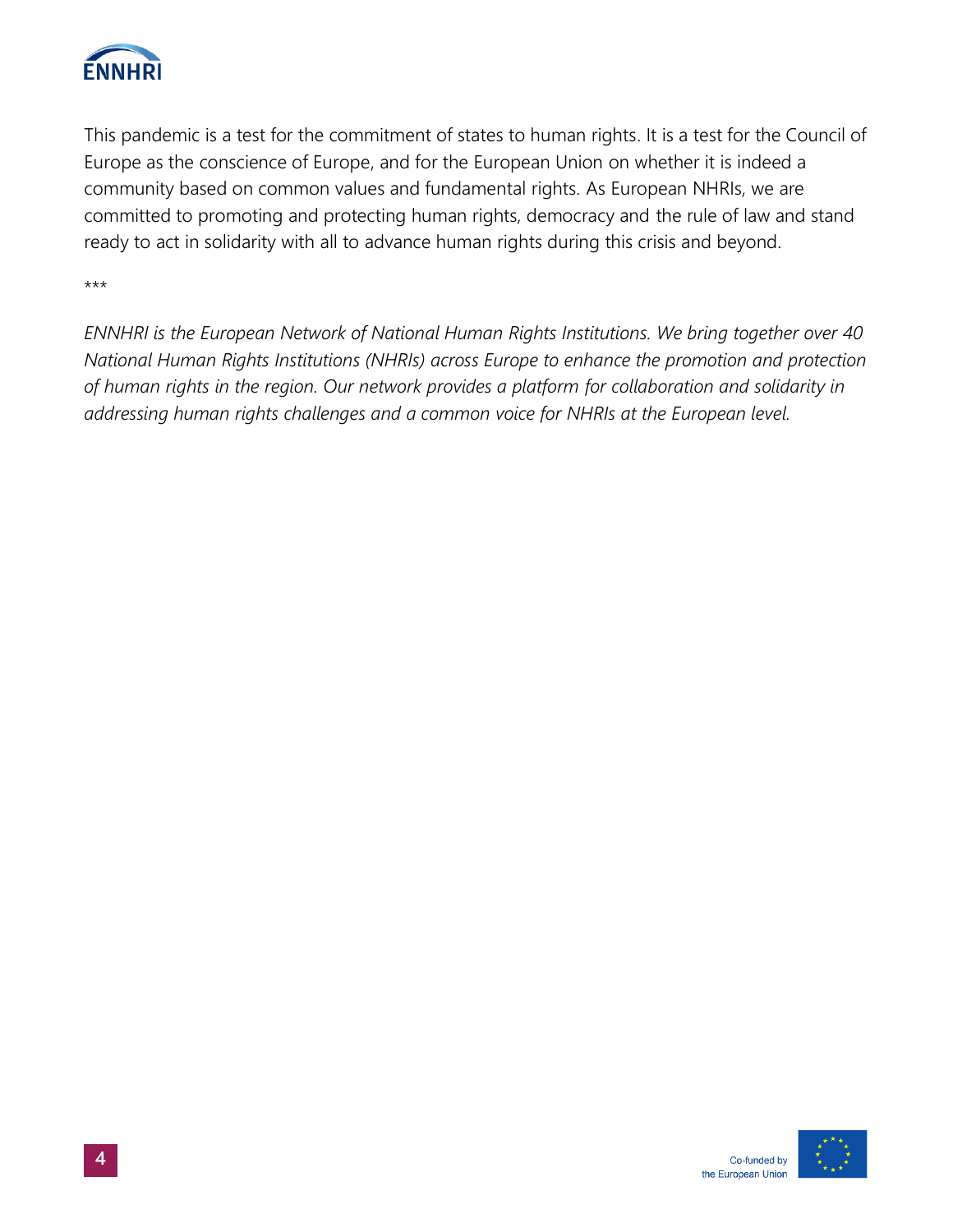This pandemic is a test for the commitment of states to human rights. It is a test for the Council of Europe as the conscience of Europe, and for the European Union on whether it is indeed a community based on common values and fundamental rights. As European NHRIs, we are committed to promoting and protecting human rights, democracy and the rule of law and stand ready to act in solidarity with all to advance human rights during this crisis and beyond.

***

*ENNHRI is the European Network of National Human Rights Institutions. We bring together over 40 National Human Rights Institutions (NHRIs) across Europe to enhance the promotion and protection of human rights in the region. Our network provides a platform for collaboration and solidarity in addressing human rights challenges and a common voice for NHRIs at the European level.*